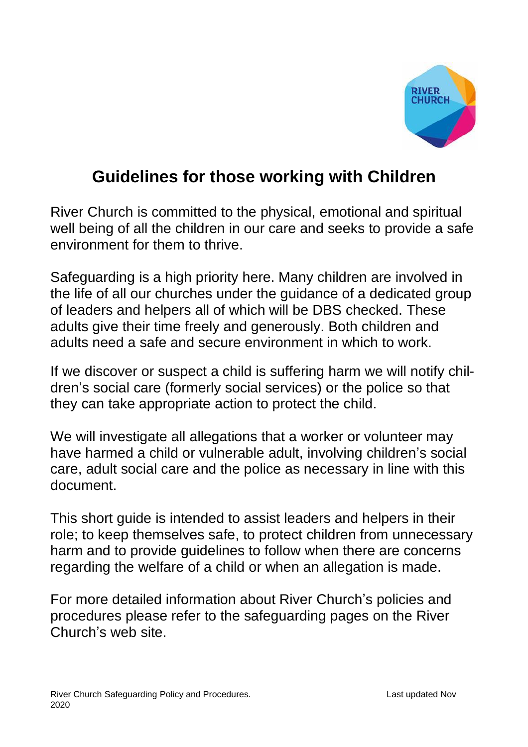# Guidelines for those working with Children

River Church is committed to the physical, emotional and spiritual well being of all the children in our care and seeks to provide a safe environment for them to thrive.

Safeguarding is a high priority here. Many children are involved in the life of all our churches under the guidance of a dedicated group of leaders and helpers all of which will be DBS checked. These adults give their time freely and generously. Both children and adults need a safe and secure environment in which to work.

If we discover or suspect a child is suffering harm we will notify children's social care (formerly social services) or the police so that they can take appropriate action to protect the child.

We will investigate all allegations that a worker or volunteer may have harmed a child or vulnerable adult, involving children's social care, adult social care and the police as necessary in line with this document.

This short guide is intended to assist leaders and helpers in their role; to keep themselves safe, to protect children from unnecessary harm and to provide guidelines to follow when there are concerns regarding the welfare of a child or when an allegation is made.

For more detailed information about River Church's policies and procedures please refer to the safeguarding pages on the River Church's web site.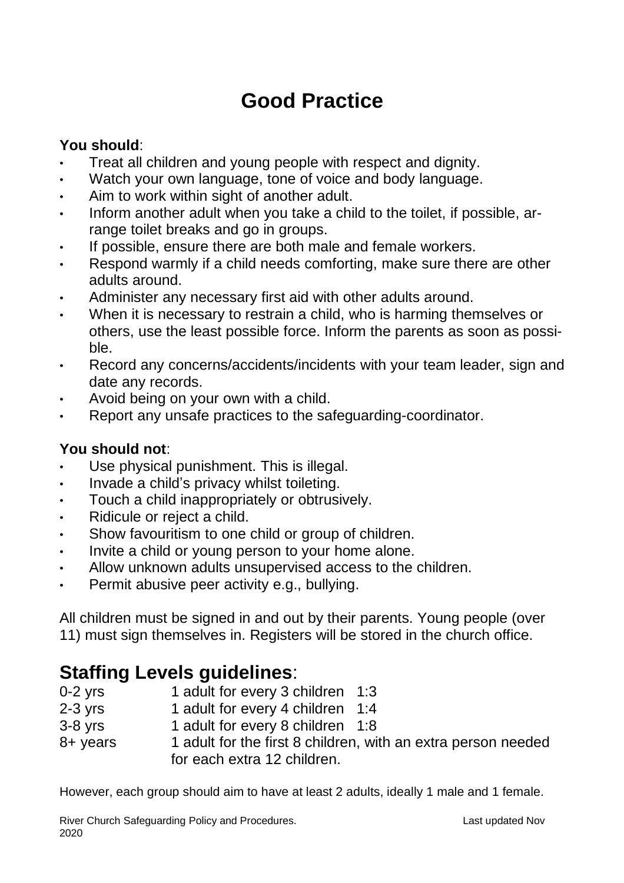# Good Practice

**You should**:

- Treat all children and young people with respect and dignity.
- Watch your own language, tone of voice and body language.
- Aim to work within sight of another adult.
- Inform another adult when you take a child to the toilet, if possible, arrange toilet breaks and go in groups.
- If possible, ensure there are both male and female workers.
- Respond warmly if a child needs comforting, make sure there are other adults around.
- Administer any necessary first aid with other adults around.
- When it is necessary to restrain a child, who is harming themselves or others, use the least possible force. Inform the parents as soon as possible.
- Record any concerns/accidents/incidents with your team leader, sign and date any records.
- Avoid being on your own with a child.
- Report any unsafe practices to the safeguarding-coordinator.

**You should not**:

- Use physical punishment. This is illegal.
- Invade a child's privacy whilst toileting.
- Touch a child inappropriately or obtrusively.
- Ridicule or reject a child.
- Show favouritism to one child or group of children.
- Invite a child or young person to your home alone.
- Allow unknown adults unsupervised access to the children.
- Permit abusive peer activity e.g., bullying.

All children must be signed in and out by their parents. Young people (over 11) must sign themselves in. Registers will be stored in the church office.

## Staffing Levels guidelines:

| | | |
|---|---|---|
| 0-2 yrs | 1 adult for every 3 children | 1:3 |
| 2-3 yrs | 1 adult for every 4 children | 1:4 |
| 3-8 yrs | 1 adult for every 8 children | 1:8 |
| 8+ years | 1 adult for the first 8 children, with an extra person needed for each extra 12 children. | |

However, each group should aim to have at least 2 adults, ideally 1 male and 1 female.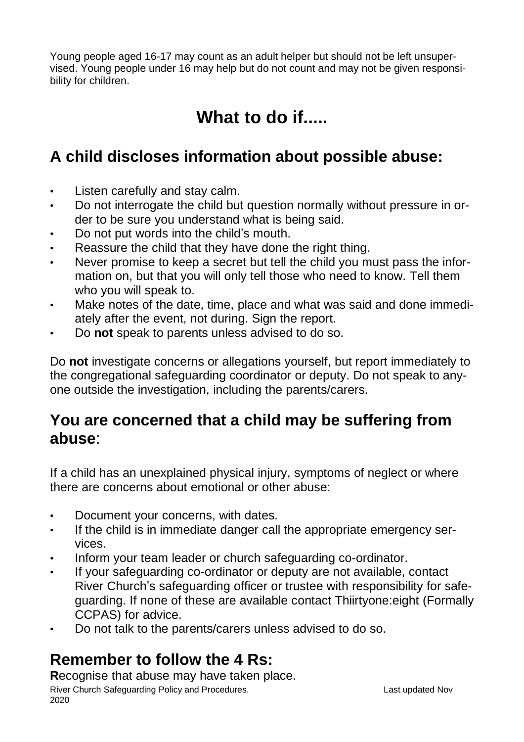Young people aged 16-17 may count as an adult helper but should not be left unsupervised. Young people under 16 may help but do not count and may not be given responsibility for children.

# What to do if.....

## A child discloses information about possible abuse:

- Listen carefully and stay calm.
- Do not interrogate the child but question normally without pressure in order to be sure you understand what is being said.
- Do not put words into the child's mouth.
- Reassure the child that they have done the right thing.
- Never promise to keep a secret but tell the child you must pass the information on, but that you will only tell those who need to know. Tell them who you will speak to.
- Make notes of the date, time, place and what was said and done immediately after the event, not during. Sign the report.
- Do **not** speak to parents unless advised to do so.

Do **not** investigate concerns or allegations yourself, but report immediately to the congregational safeguarding coordinator or deputy. Do not speak to anyone outside the investigation, including the parents/carers.

## You are concerned that a child may be suffering from abuse:

If a child has an unexplained physical injury, symptoms of neglect or where there are concerns about emotional or other abuse:

- Document your concerns, with dates.
- If the child is in immediate danger call the appropriate emergency services.
- Inform your team leader or church safeguarding co-ordinator.
- If your safeguarding co-ordinator or deputy are not available, contact River Church's safeguarding officer or trustee with responsibility for safeguarding. If none of these are available contact Thiirtyone:eight (Formally CCPAS) for advice.
- Do not talk to the parents/carers unless advised to do so.

## Remember to follow the 4 Rs:

**R**ecognise that abuse may have taken place.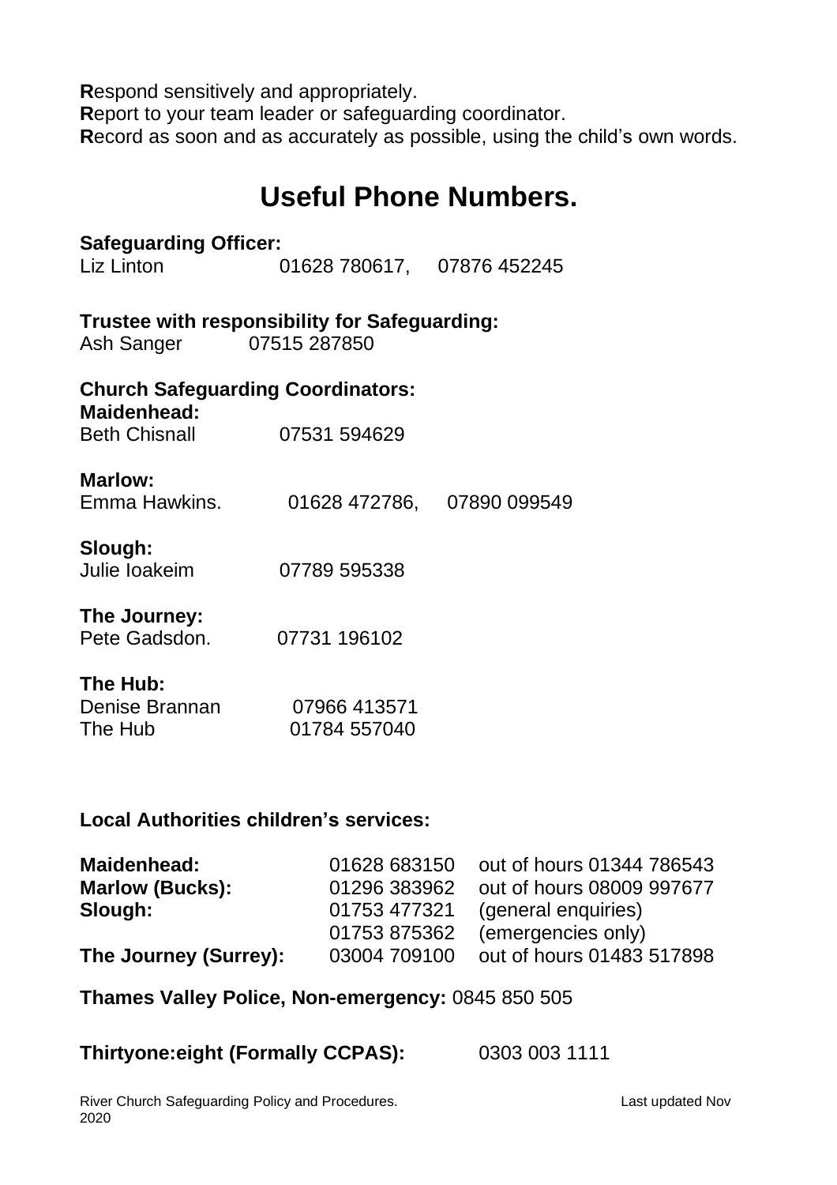**R**espond sensitively and appropriately.
**R**eport to your team leader or safeguarding coordinator.
**R**ecord as soon and as accurately as possible, using the child's own words.

# Useful Phone Numbers.

**Safeguarding Officer:**
Liz Linton 01628 780617, 07876 452245

**Trustee with responsibility for Safeguarding:**
Ash Sanger 07515 287850

**Church Safeguarding Coordinators:**
**Maidenhead:**
Beth Chisnall 07531 594629

**Marlow:**
Emma Hawkins. 01628 472786, 07890 099549

**Slough:**
Julie Ioakeim 07789 595338

**The Journey:**
Pete Gadsdon. 07731 196102

**The Hub:**
Denise Brannan 07966 413571
The Hub 01784 557040

**Local Authorities children's services:**

| | | |
|---|---|---|
| **Maidenhead:** | 01628 683150 | out of hours 01344 786543 |
| **Marlow (Bucks):** | 01296 383962 | out of hours 08009 997677 |
| **Slough:** | 01753 477321 | (general enquiries) |
| | 01753 875362 | (emergencies only) |
| **The Journey (Surrey):** | 03004 709100 | out of hours 01483 517898 |

**Thames Valley Police, Non-emergency:** 0845 850 505

**Thirtyone:eight (Formally CCPAS):** 0303 003 1111